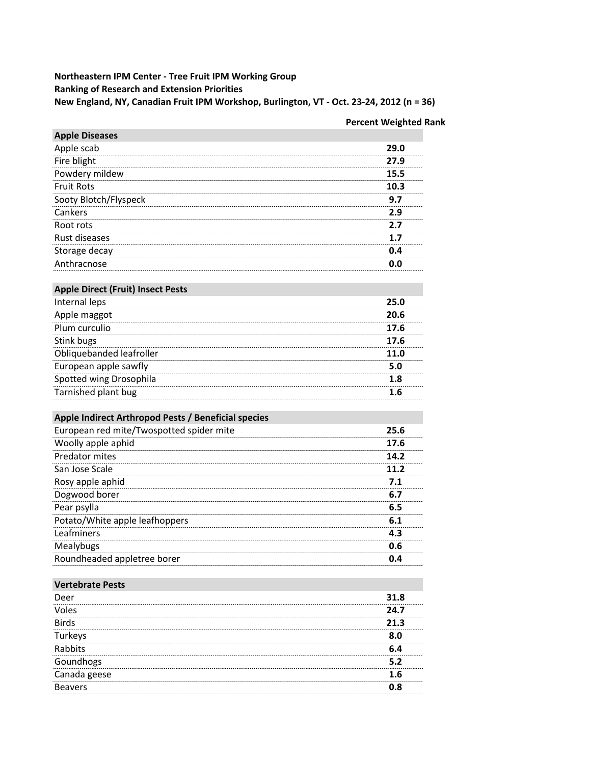**Northeastern IPM Center - Tree Fruit IPM Working Group**
**Ranking of Research and Extension Priorities**
**New England, NY, Canadian Fruit IPM Workshop, Burlington, VT - Oct. 23-24, 2012 (n = 36)**

| | Percent Weighted Rank |
|---|---|
| **Apple Diseases** | |
| Apple scab | **29.0** |
| Fire blight | **27.9** |
| Powdery mildew | **15.5** |
| Fruit Rots | **10.3** |
| Sooty Blotch/Flyspeck | **9.7** |
| Cankers | **2.9** |
| Root rots | **2.7** |
| Rust diseases | **1.7** |
| Storage decay | **0.4** |
| Anthracnose | **0.0** |

| | Percent Weighted Rank |
|---|---|
| **Apple Direct (Fruit) Insect Pests** | |
| Internal leps | **25.0** |
| Apple maggot | **20.6** |
| Plum curculio | **17.6** |
| Stink bugs | **17.6** |
| Obliquebanded leafroller | **11.0** |
| European apple sawfly | **5.0** |
| Spotted wing Drosophila | **1.8** |
| Tarnished plant bug | **1.6** |

| | Percent Weighted Rank |
|---|---|
| **Apple Indirect Arthropod Pests / Beneficial species** | |
| European red mite/Twospotted spider mite | **25.6** |
| Woolly apple aphid | **17.6** |
| Predator mites | **14.2** |
| San Jose Scale | **11.2** |
| Rosy apple aphid | **7.1** |
| Dogwood borer | **6.7** |
| Pear psylla | **6.5** |
| Potato/White apple leafhoppers | **6.1** |
| Leafminers | **4.3** |
| Mealybugs | **0.6** |
| Roundheaded appletree borer | **0.4** |

| | Percent Weighted Rank |
|---|---|
| **Vertebrate Pests** | |
| Deer | **31.8** |
| Voles | **24.7** |
| Birds | **21.3** |
| Turkeys | **8.0** |
| Rabbits | **6.4** |
| Goundhogs | **5.2** |
| Canada geese | **1.6** |
| Beavers | **0.8** |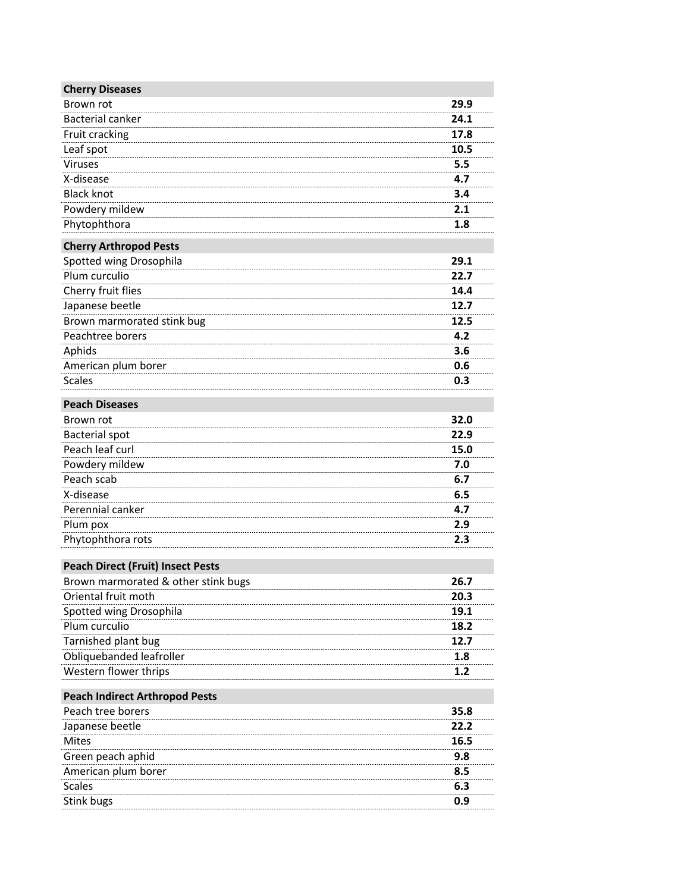| Cherry Diseases | |
|---|---|
| Brown rot | **29.9** |
| Bacterial canker | **24.1** |
| Fruit cracking | **17.8** |
| Leaf spot | **10.5** |
| Viruses | **5.5** |
| X-disease | **4.7** |
| Black knot | **3.4** |
| Powdery mildew | **2.1** |
| Phytophthora | **1.8** |

| Cherry Arthropod Pests | |
|---|---|
| Spotted wing Drosophila | **29.1** |
| Plum curculio | **22.7** |
| Cherry fruit flies | **14.4** |
| Japanese beetle | **12.7** |
| Brown marmorated stink bug | **12.5** |
| Peachtree borers | **4.2** |
| Aphids | **3.6** |
| American plum borer | **0.6** |
| Scales | **0.3** |

| Peach Diseases | |
|---|---|
| Brown rot | **32.0** |
| Bacterial spot | **22.9** |
| Peach leaf curl | **15.0** |
| Powdery mildew | **7.0** |
| Peach scab | **6.7** |
| X-disease | **6.5** |
| Perennial canker | **4.7** |
| Plum pox | **2.9** |
| Phytophthora rots | **2.3** |

| Peach Direct (Fruit) Insect Pests | |
|---|---|
| Brown marmorated & other stink bugs | **26.7** |
| Oriental fruit moth | **20.3** |
| Spotted wing Drosophila | **19.1** |
| Plum curculio | **18.2** |
| Tarnished plant bug | **12.7** |
| Obliquebanded leafroller | **1.8** |
| Western flower thrips | **1.2** |

| Peach Indirect Arthropod Pests | |
|---|---|
| Peach tree borers | **35.8** |
| Japanese beetle | **22.2** |
| Mites | **16.5** |
| Green peach aphid | **9.8** |
| American plum borer | **8.5** |
| Scales | **6.3** |
| Stink bugs | **0.9** |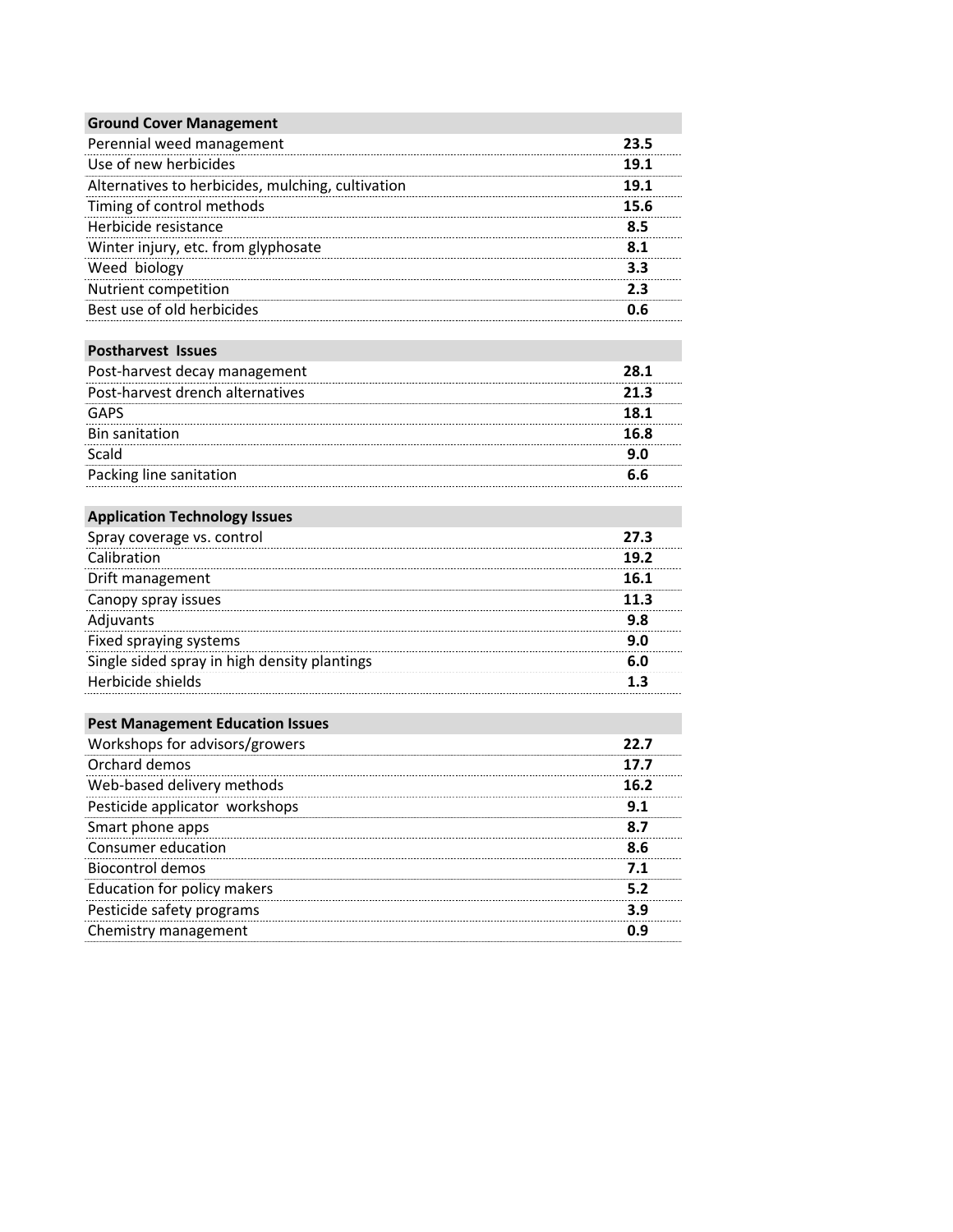| Ground Cover Management | |
|---|---|
| Perennial weed management | **23.5** |
| Use of new herbicides | **19.1** |
| Alternatives to herbicides, mulching, cultivation | **19.1** |
| Timing of control methods | **15.6** |
| Herbicide resistance | **8.5** |
| Winter injury, etc. from glyphosate | **8.1** |
| Weed biology | **3.3** |
| Nutrient competition | **2.3** |
| Best use of old herbicides | **0.6** |

| Postharvest Issues | |
|---|---|
| Post-harvest decay management | **28.1** |
| Post-harvest drench alternatives | **21.3** |
| GAPS | **18.1** |
| Bin sanitation | **16.8** |
| Scald | **9.0** |
| Packing line sanitation | **6.6** |

| Application Technology Issues | |
|---|---|
| Spray coverage vs. control | **27.3** |
| Calibration | **19.2** |
| Drift management | **16.1** |
| Canopy spray issues | **11.3** |
| Adjuvants | **9.8** |
| Fixed spraying systems | **9.0** |
| Single sided spray in high density plantings | **6.0** |
| Herbicide shields | **1.3** |

| Pest Management Education Issues | |
|---|---|
| Workshops for advisors/growers | **22.7** |
| Orchard demos | **17.7** |
| Web-based delivery methods | **16.2** |
| Pesticide applicator workshops | **9.1** |
| Smart phone apps | **8.7** |
| Consumer education | **8.6** |
| Biocontrol demos | **7.1** |
| Education for policy makers | **5.2** |
| Pesticide safety programs | **3.9** |
| Chemistry management | **0.9** |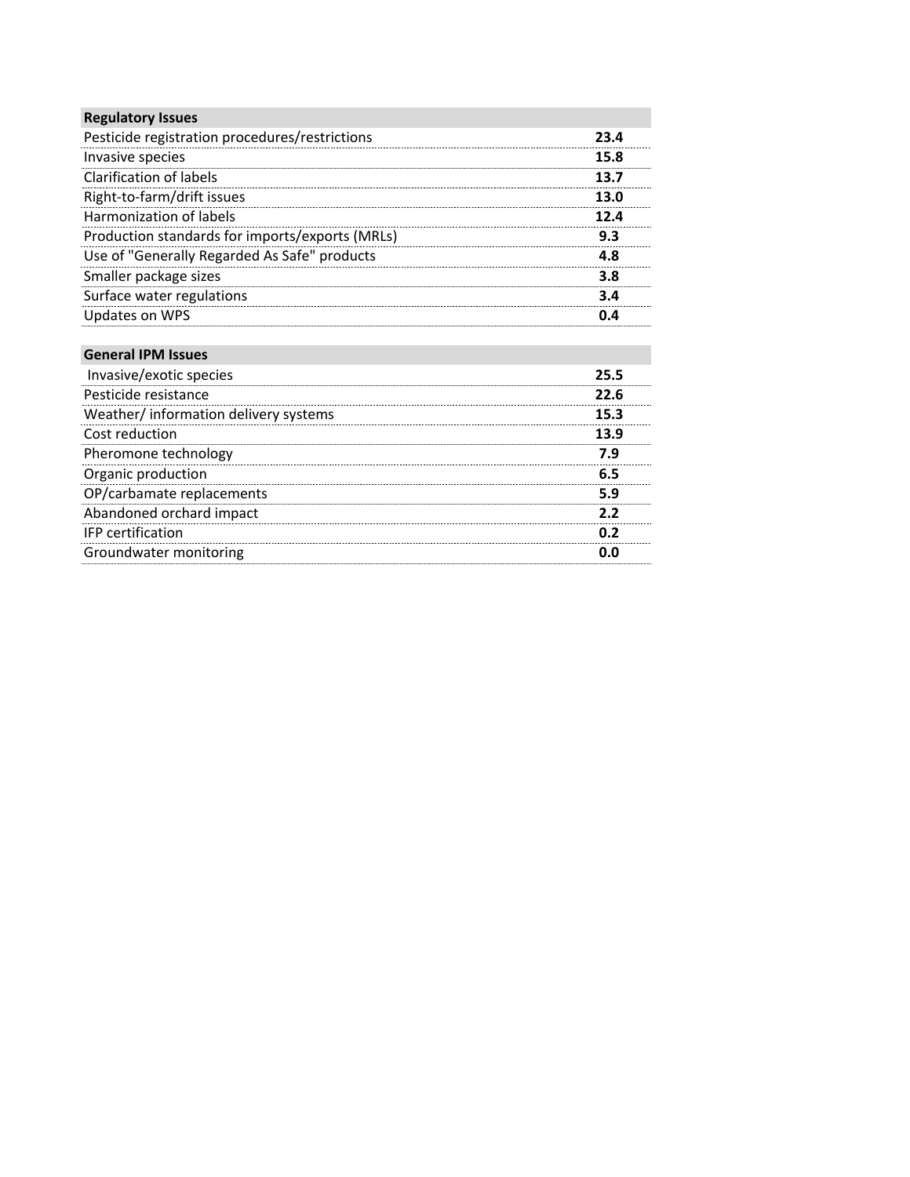| Regulatory Issues | |
|---|---|
| Pesticide registration procedures/restrictions | **23.4** |
| Invasive species | **15.8** |
| Clarification of labels | **13.7** |
| Right-to-farm/drift issues | **13.0** |
| Harmonization of labels | **12.4** |
| Production standards for imports/exports (MRLs) | **9.3** |
| Use of "Generally Regarded As Safe" products | **4.8** |
| Smaller package sizes | **3.8** |
| Surface water regulations | **3.4** |
| Updates on WPS | **0.4** |

| General IPM Issues | |
|---|---|
| Invasive/exotic species | **25.5** |
| Pesticide resistance | **22.6** |
| Weather/ information delivery systems | **15.3** |
| Cost reduction | **13.9** |
| Pheromone technology | **7.9** |
| Organic production | **6.5** |
| OP/carbamate replacements | **5.9** |
| Abandoned orchard impact | **2.2** |
| IFP certification | **0.2** |
| Groundwater monitoring | **0.0** |